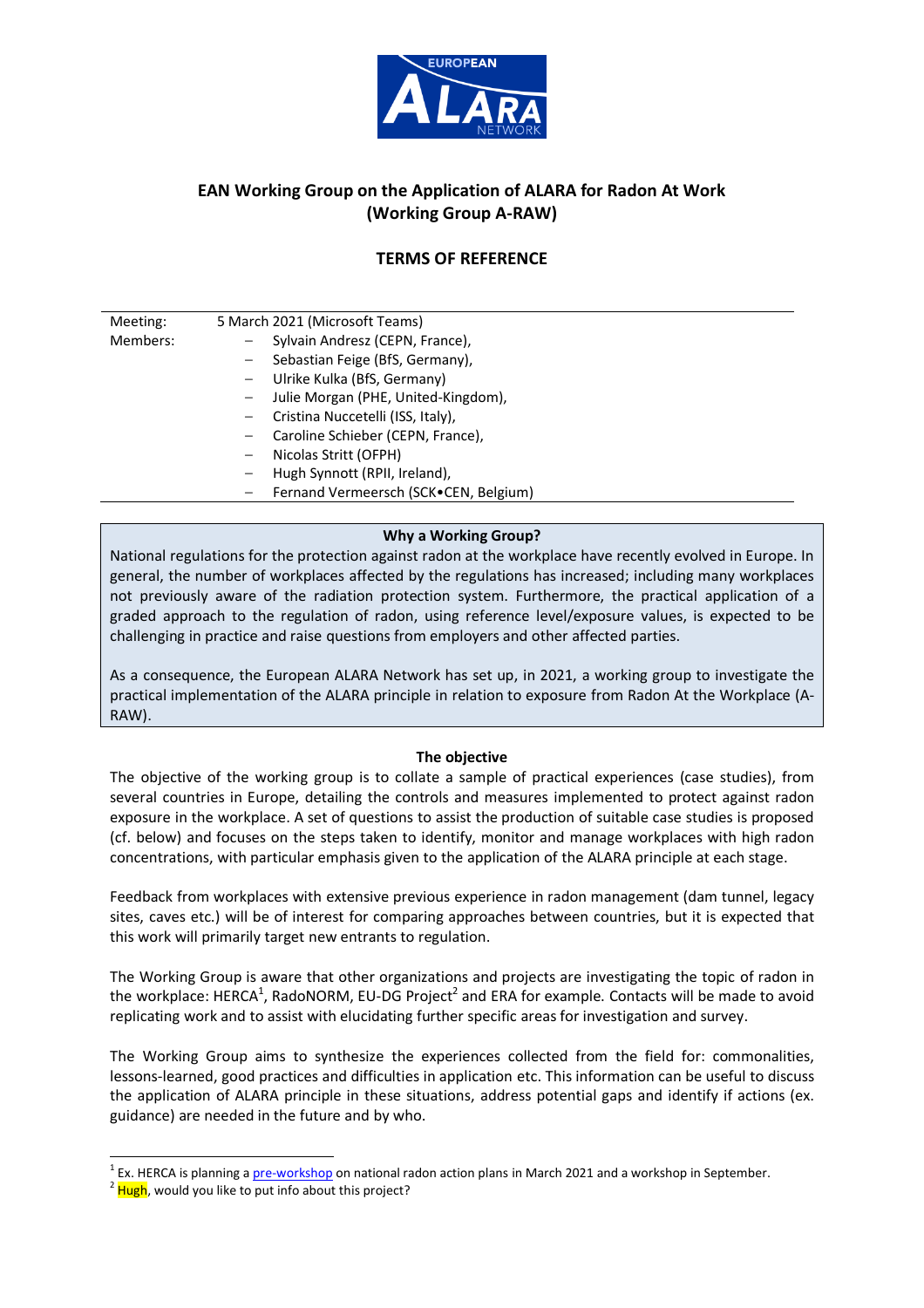# EAN Working Group on the Application of ALARA for Radon At Work (Working Group A-RAW)

## TERMS OF REFERENCE

| | |
|---|---|
| Meeting: | 5 March 2021 (Microsoft Teams) |
| Members: | – Sylvain Andresz (CEPN, France),<br>– Sebastian Feige (BfS, Germany),<br>– Ulrike Kulka (BfS, Germany)<br>– Julie Morgan (PHE, United-Kingdom),<br>– Cristina Nuccetelli (ISS, Italy),<br>– Caroline Schieber (CEPN, France),<br>– Nicolas Stritt (OFPH)<br>– Hugh Synnott (RPII, Ireland),<br>– Fernand Vermeersch (SCK•CEN, Belgium) |

### Why a Working Group?

National regulations for the protection against radon at the workplace have recently evolved in Europe. In general, the number of workplaces affected by the regulations has increased; including many workplaces not previously aware of the radiation protection system. Furthermore, the practical application of a graded approach to the regulation of radon, using reference level/exposure values, is expected to be challenging in practice and raise questions from employers and other affected parties.

As a consequence, the European ALARA Network has set up, in 2021, a working group to investigate the practical implementation of the ALARA principle in relation to exposure from Radon At the Workplace (A-RAW).

### The objective

The objective of the working group is to collate a sample of practical experiences (case studies), from several countries in Europe, detailing the controls and measures implemented to protect against radon exposure in the workplace. A set of questions to assist the production of suitable case studies is proposed (cf. below) and focuses on the steps taken to identify, monitor and manage workplaces with high radon concentrations, with particular emphasis given to the application of the ALARA principle at each stage.

Feedback from workplaces with extensive previous experience in radon management (dam tunnel, legacy sites, caves etc.) will be of interest for comparing approaches between countries, but it is expected that this work will primarily target new entrants to regulation.

The Working Group is aware that other organizations and projects are investigating the topic of radon in the workplace: HERCA[1], RadoNORM, EU-DG Project[2] and ERA for example. Contacts will be made to avoid replicating work and to assist with elucidating further specific areas for investigation and survey.

The Working Group aims to synthesize the experiences collected from the field for: commonalities, lessons-learned, good practices and difficulties in application etc. This information can be useful to discuss the application of ALARA principle in these situations, address potential gaps and identify if actions (ex. guidance) are needed in the future and by who.

---

[1] Ex. HERCA is planning a pre-workshop on national radon action plans in March 2021 and a workshop in September.

[2] Hugh, would you like to put info about this project?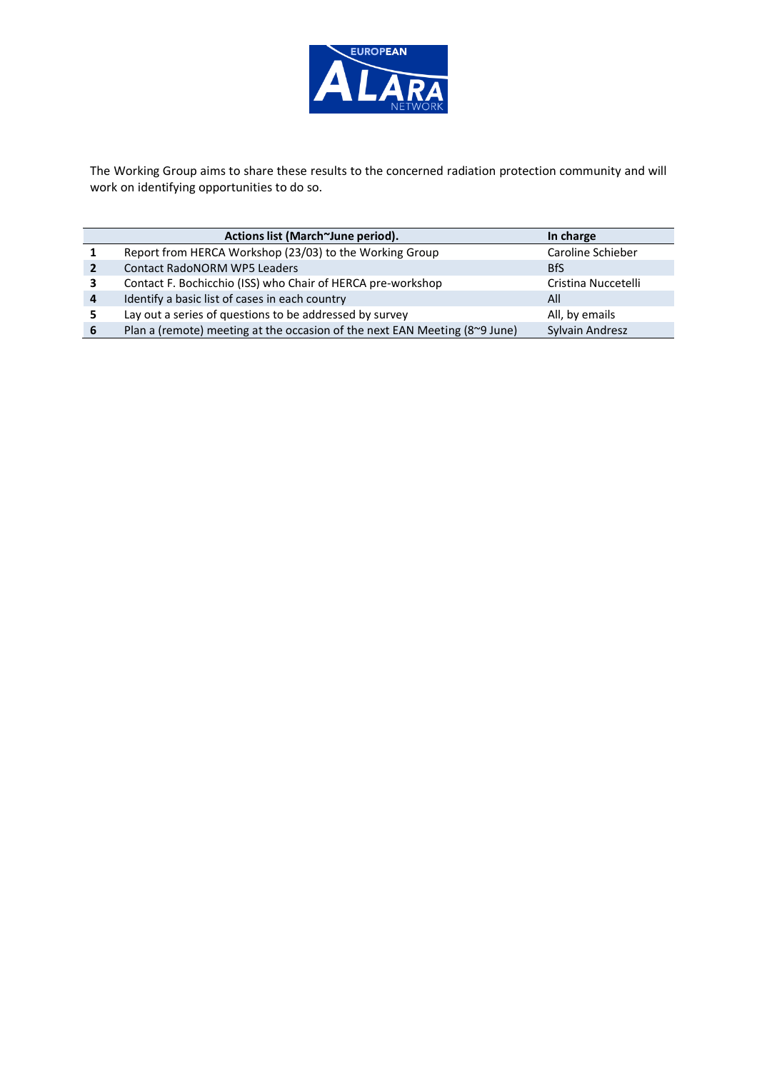The Working Group aims to share these results to the concerned radiation protection community and will work on identifying opportunities to do so.

| | Actions list (March~June period). | In charge |
|---|---|---|
| **1** | Report from HERCA Workshop (23/03) to the Working Group | Caroline Schieber |
| **2** | Contact RadoNORM WP5 Leaders | BfS |
| **3** | Contact F. Bochicchio (ISS) who Chair of HERCA pre-workshop | Cristina Nuccetelli |
| **4** | Identify a basic list of cases in each country | All |
| **5** | Lay out a series of questions to be addressed by survey | All, by emails |
| **6** | Plan a (remote) meeting at the occasion of the next EAN Meeting (8~9 June) | Sylvain Andresz |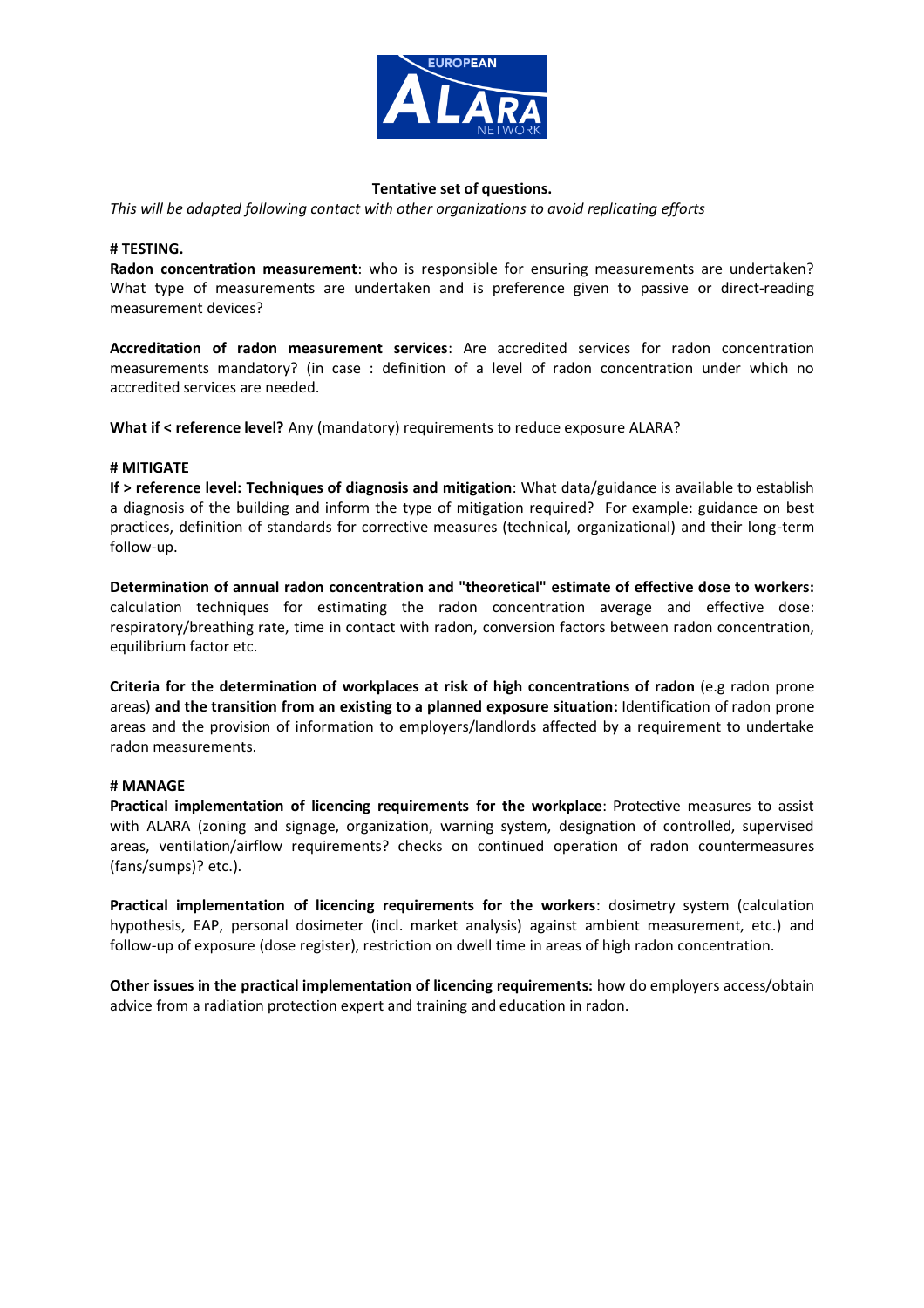**Tentative set of questions.**

*This will be adapted following contact with other organizations to avoid replicating efforts*

# TESTING.

**Radon concentration measurement**: who is responsible for ensuring measurements are undertaken? What type of measurements are undertaken and is preference given to passive or direct-reading measurement devices?

**Accreditation of radon measurement services**: Are accredited services for radon concentration measurements mandatory? (in case : definition of a level of radon concentration under which no accredited services are needed.

**What if < reference level?** Any (mandatory) requirements to reduce exposure ALARA?

# MITIGATE

**If > reference level: Techniques of diagnosis and mitigation**: What data/guidance is available to establish a diagnosis of the building and inform the type of mitigation required? For example: guidance on best practices, definition of standards for corrective measures (technical, organizational) and their long-term follow-up.

**Determination of annual radon concentration and "theoretical" estimate of effective dose to workers:** calculation techniques for estimating the radon concentration average and effective dose: respiratory/breathing rate, time in contact with radon, conversion factors between radon concentration, equilibrium factor etc.

**Criteria for the determination of workplaces at risk of high concentrations of radon** (e.g radon prone areas) **and the transition from an existing to a planned exposure situation:** Identification of radon prone areas and the provision of information to employers/landlords affected by a requirement to undertake radon measurements.

# MANAGE

**Practical implementation of licencing requirements for the workplace**: Protective measures to assist with ALARA (zoning and signage, organization, warning system, designation of controlled, supervised areas, ventilation/airflow requirements? checks on continued operation of radon countermeasures (fans/sumps)? etc.).

**Practical implementation of licencing requirements for the workers**: dosimetry system (calculation hypothesis, EAP, personal dosimeter (incl. market analysis) against ambient measurement, etc.) and follow-up of exposure (dose register), restriction on dwell time in areas of high radon concentration.

**Other issues in the practical implementation of licencing requirements:** how do employers access/obtain advice from a radiation protection expert and training and education in radon.